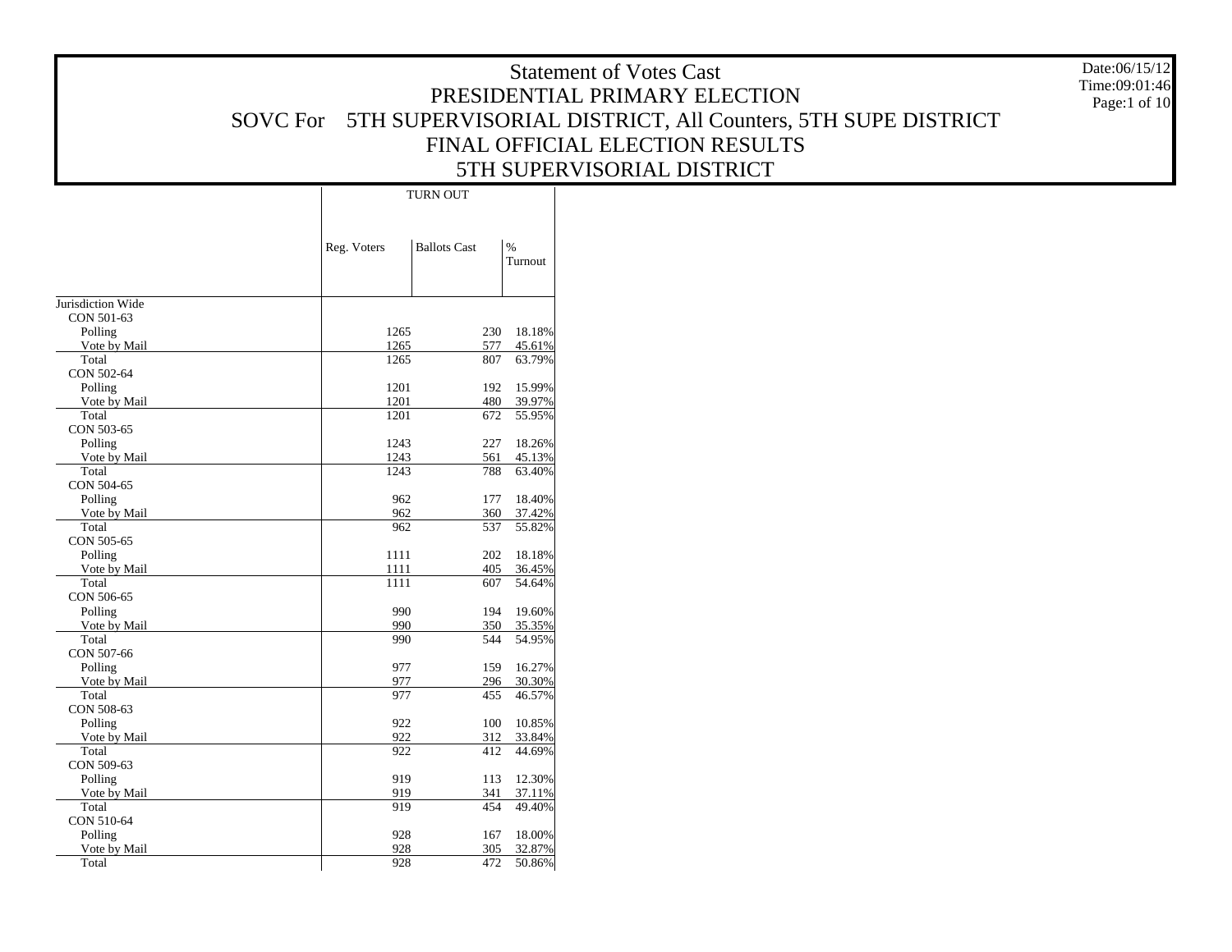# Statement of Votes Cast

## PRESIDENTIAL PRIMARY ELECTION

## SOVC For 5TH SUPERVISORIAL DISTRICT, All Counters, 5TH SUPE DISTRICT

## FINAL OFFICIAL ELECTION RESULTS

## 5TH SUPERVISORIAL DISTRICT

Date:06/15/12
Time:09:01:46

| | TURN OUT | | |
|---|---|---|---|
| | Reg. Voters | Ballots Cast | % Turnout |
| Jurisdiction Wide | | | |
| CON 501-63 | | | |
| Polling | 1265 | 230 | 18.18% |
| Vote by Mail | 1265 | 577 | 45.61% |
| Total | 1265 | 807 | 63.79% |
| CON 502-64 | | | |
| Polling | 1201 | 192 | 15.99% |
| Vote by Mail | 1201 | 480 | 39.97% |
| Total | 1201 | 672 | 55.95% |
| CON 503-65 | | | |
| Polling | 1243 | 227 | 18.26% |
| Vote by Mail | 1243 | 561 | 45.13% |
| Total | 1243 | 788 | 63.40% |
| CON 504-65 | | | |
| Polling | 962 | 177 | 18.40% |
| Vote by Mail | 962 | 360 | 37.42% |
| Total | 962 | 537 | 55.82% |
| CON 505-65 | | | |
| Polling | 1111 | 202 | 18.18% |
| Vote by Mail | 1111 | 405 | 36.45% |
| Total | 1111 | 607 | 54.64% |
| CON 506-65 | | | |
| Polling | 990 | 194 | 19.60% |
| Vote by Mail | 990 | 350 | 35.35% |
| Total | 990 | 544 | 54.95% |
| CON 507-66 | | | |
| Polling | 977 | 159 | 16.27% |
| Vote by Mail | 977 | 296 | 30.30% |
| Total | 977 | 455 | 46.57% |
| CON 508-63 | | | |
| Polling | 922 | 100 | 10.85% |
| Vote by Mail | 922 | 312 | 33.84% |
| Total | 922 | 412 | 44.69% |
| CON 509-63 | | | |
| Polling | 919 | 113 | 12.30% |
| Vote by Mail | 919 | 341 | 37.11% |
| Total | 919 | 454 | 49.40% |
| CON 510-64 | | | |
| Polling | 928 | 167 | 18.00% |
| Vote by Mail | 928 | 305 | 32.87% |
| Total | 928 | 472 | 50.86% |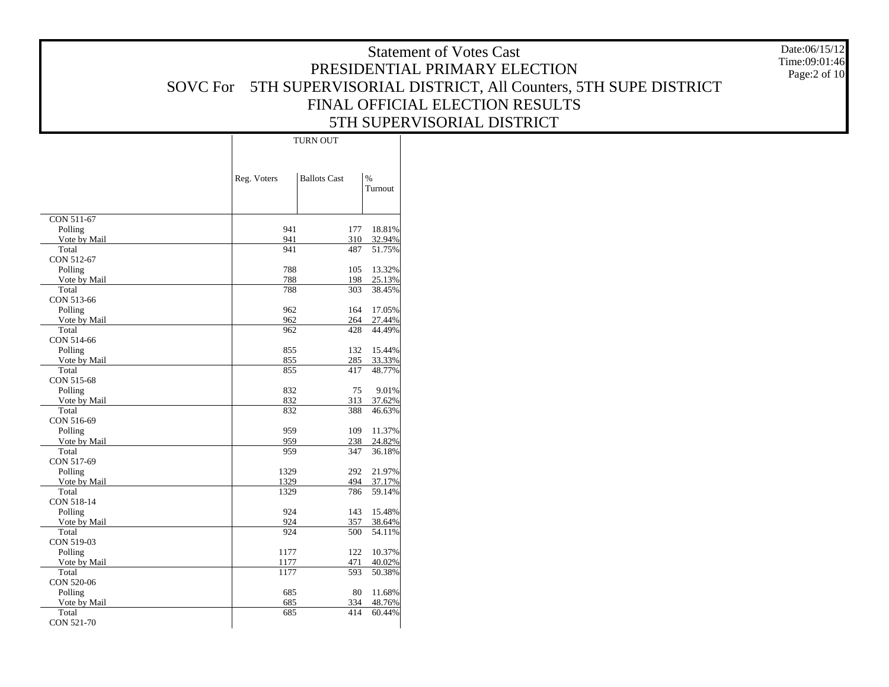# Statement of Votes Cast

## PRESIDENTIAL PRIMARY ELECTION

## SOVC For 5TH SUPERVISORIAL DISTRICT, All Counters, 5TH SUPE DISTRICT

## FINAL OFFICIAL ELECTION RESULTS

## 5TH SUPERVISORIAL DISTRICT

Date:06/15/12
Time:09:01:46

| | TURN OUT | | |
|---|---|---|---|
| | Reg. Voters | Ballots Cast | % Turnout |
| CON 511-67 | | | |
| Polling | 941 | 177 | 18.81% |
| Vote by Mail | 941 | 310 | 32.94% |
| Total | 941 | 487 | 51.75% |
| CON 512-67 | | | |
| Polling | 788 | 105 | 13.32% |
| Vote by Mail | 788 | 198 | 25.13% |
| Total | 788 | 303 | 38.45% |
| CON 513-66 | | | |
| Polling | 962 | 164 | 17.05% |
| Vote by Mail | 962 | 264 | 27.44% |
| Total | 962 | 428 | 44.49% |
| CON 514-66 | | | |
| Polling | 855 | 132 | 15.44% |
| Vote by Mail | 855 | 285 | 33.33% |
| Total | 855 | 417 | 48.77% |
| CON 515-68 | | | |
| Polling | 832 | 75 | 9.01% |
| Vote by Mail | 832 | 313 | 37.62% |
| Total | 832 | 388 | 46.63% |
| CON 516-69 | | | |
| Polling | 959 | 109 | 11.37% |
| Vote by Mail | 959 | 238 | 24.82% |
| Total | 959 | 347 | 36.18% |
| CON 517-69 | | | |
| Polling | 1329 | 292 | 21.97% |
| Vote by Mail | 1329 | 494 | 37.17% |
| Total | 1329 | 786 | 59.14% |
| CON 518-14 | | | |
| Polling | 924 | 143 | 15.48% |
| Vote by Mail | 924 | 357 | 38.64% |
| Total | 924 | 500 | 54.11% |
| CON 519-03 | | | |
| Polling | 1177 | 122 | 10.37% |
| Vote by Mail | 1177 | 471 | 40.02% |
| Total | 1177 | 593 | 50.38% |
| CON 520-06 | | | |
| Polling | 685 | 80 | 11.68% |
| Vote by Mail | 685 | 334 | 48.76% |
| Total | 685 | 414 | 60.44% |
| CON 521-70 | | | |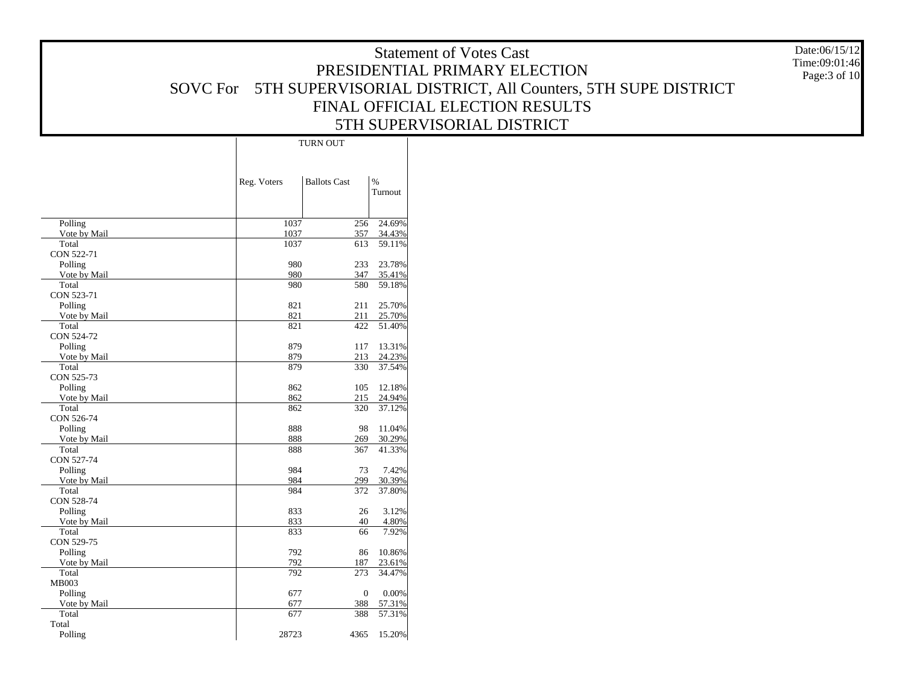# Statement of Votes Cast

## PRESIDENTIAL PRIMARY ELECTION

## SOVC For 5TH SUPERVISORIAL DISTRICT, All Counters, 5TH SUPE DISTRICT

## FINAL OFFICIAL ELECTION RESULTS

## 5TH SUPERVISORIAL DISTRICT

Date:06/15/12
Time:09:01:46

| | TURN OUT | | |
|---|---|---|---|
| | Reg. Voters | Ballots Cast | % Turnout |
| Polling | 1037 | 256 | 24.69% |
| Vote by Mail | 1037 | 357 | 34.43% |
| Total | 1037 | 613 | 59.11% |
| CON 522-71 | | | |
| Polling | 980 | 233 | 23.78% |
| Vote by Mail | 980 | 347 | 35.41% |
| Total | 980 | 580 | 59.18% |
| CON 523-71 | | | |
| Polling | 821 | 211 | 25.70% |
| Vote by Mail | 821 | 211 | 25.70% |
| Total | 821 | 422 | 51.40% |
| CON 524-72 | | | |
| Polling | 879 | 117 | 13.31% |
| Vote by Mail | 879 | 213 | 24.23% |
| Total | 879 | 330 | 37.54% |
| CON 525-73 | | | |
| Polling | 862 | 105 | 12.18% |
| Vote by Mail | 862 | 215 | 24.94% |
| Total | 862 | 320 | 37.12% |
| CON 526-74 | | | |
| Polling | 888 | 98 | 11.04% |
| Vote by Mail | 888 | 269 | 30.29% |
| Total | 888 | 367 | 41.33% |
| CON 527-74 | | | |
| Polling | 984 | 73 | 7.42% |
| Vote by Mail | 984 | 299 | 30.39% |
| Total | 984 | 372 | 37.80% |
| CON 528-74 | | | |
| Polling | 833 | 26 | 3.12% |
| Vote by Mail | 833 | 40 | 4.80% |
| Total | 833 | 66 | 7.92% |
| CON 529-75 | | | |
| Polling | 792 | 86 | 10.86% |
| Vote by Mail | 792 | 187 | 23.61% |
| Total | 792 | 273 | 34.47% |
| MB003 | | | |
| Polling | 677 | 0 | 0.00% |
| Vote by Mail | 677 | 388 | 57.31% |
| Total | 677 | 388 | 57.31% |
| Total | | | |
| Polling | 28723 | 4365 | 15.20% |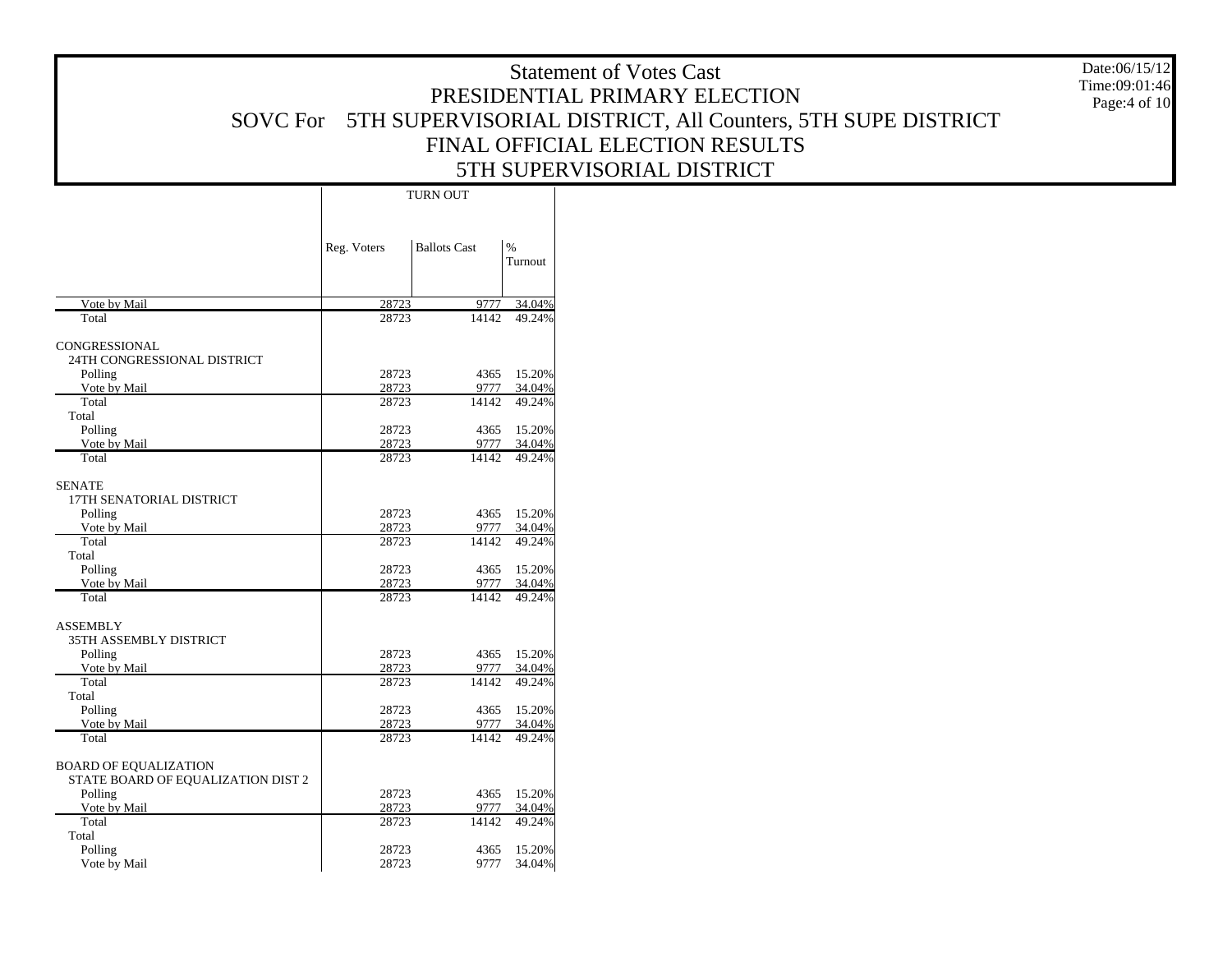# Statement of Votes Cast
## PRESIDENTIAL PRIMARY ELECTION
## SOVC For 5TH SUPERVISORIAL DISTRICT, All Counters, 5TH SUPE DISTRICT
## FINAL OFFICIAL ELECTION RESULTS
## 5TH SUPERVISORIAL DISTRICT

Date:06/15/12
Time:09:01:46

| | TURN OUT | | |
|---|---|---|---|
| | Reg. Voters | Ballots Cast | % Turnout |
| Vote by Mail | 28723 | 9777 | 34.04% |
| Total | 28723 | 14142 | 49.24% |
| CONGRESSIONAL | | | |
| 24TH CONGRESSIONAL DISTRICT | | | |
| Polling | 28723 | 4365 | 15.20% |
| Vote by Mail | 28723 | 9777 | 34.04% |
| Total | 28723 | 14142 | 49.24% |
| Total | | | |
| Polling | 28723 | 4365 | 15.20% |
| Vote by Mail | 28723 | 9777 | 34.04% |
| Total | 28723 | 14142 | 49.24% |
| SENATE | | | |
| 17TH SENATORIAL DISTRICT | | | |
| Polling | 28723 | 4365 | 15.20% |
| Vote by Mail | 28723 | 9777 | 34.04% |
| Total | 28723 | 14142 | 49.24% |
| Total | | | |
| Polling | 28723 | 4365 | 15.20% |
| Vote by Mail | 28723 | 9777 | 34.04% |
| Total | 28723 | 14142 | 49.24% |
| ASSEMBLY | | | |
| 35TH ASSEMBLY DISTRICT | | | |
| Polling | 28723 | 4365 | 15.20% |
| Vote by Mail | 28723 | 9777 | 34.04% |
| Total | 28723 | 14142 | 49.24% |
| Total | | | |
| Polling | 28723 | 4365 | 15.20% |
| Vote by Mail | 28723 | 9777 | 34.04% |
| Total | 28723 | 14142 | 49.24% |
| BOARD OF EQUALIZATION | | | |
| STATE BOARD OF EQUALIZATION DIST 2 | | | |
| Polling | 28723 | 4365 | 15.20% |
| Vote by Mail | 28723 | 9777 | 34.04% |
| Total | 28723 | 14142 | 49.24% |
| Total | | | |
| Polling | 28723 | 4365 | 15.20% |
| Vote by Mail | 28723 | 9777 | 34.04% |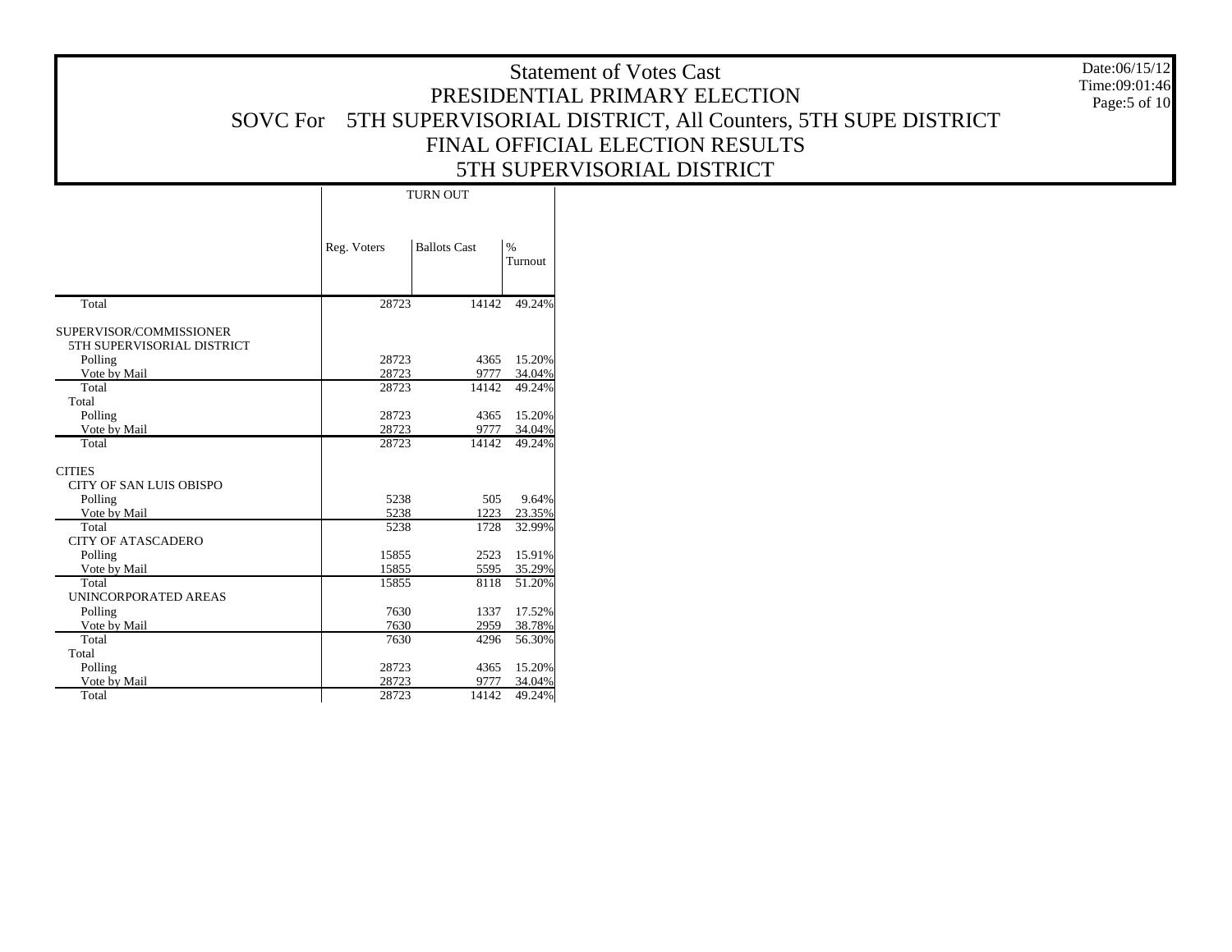# Statement of Votes Cast
## PRESIDENTIAL PRIMARY ELECTION
## SOVC For 5TH SUPERVISORIAL DISTRICT, All Counters, 5TH SUPE DISTRICT
## FINAL OFFICIAL ELECTION RESULTS
## 5TH SUPERVISORIAL DISTRICT

Date:06/15/12
Time:09:01:46

| | TURN OUT | | |
|---|---|---|---|
| | Reg. Voters | Ballots Cast | % Turnout |
| Total | 28723 | 14142 | 49.24% |
| SUPERVISOR/COMMISSIONER | | | |
| 5TH SUPERVISORIAL DISTRICT | | | |
| Polling | 28723 | 4365 | 15.20% |
| Vote by Mail | 28723 | 9777 | 34.04% |
| Total | 28723 | 14142 | 49.24% |
| Total | | | |
| Polling | 28723 | 4365 | 15.20% |
| Vote by Mail | 28723 | 9777 | 34.04% |
| Total | 28723 | 14142 | 49.24% |
| CITIES | | | |
| CITY OF SAN LUIS OBISPO | | | |
| Polling | 5238 | 505 | 9.64% |
| Vote by Mail | 5238 | 1223 | 23.35% |
| Total | 5238 | 1728 | 32.99% |
| CITY OF ATASCADERO | | | |
| Polling | 15855 | 2523 | 15.91% |
| Vote by Mail | 15855 | 5595 | 35.29% |
| Total | 15855 | 8118 | 51.20% |
| UNINCORPORATED AREAS | | | |
| Polling | 7630 | 1337 | 17.52% |
| Vote by Mail | 7630 | 2959 | 38.78% |
| Total | 7630 | 4296 | 56.30% |
| Total | | | |
| Polling | 28723 | 4365 | 15.20% |
| Vote by Mail | 28723 | 9777 | 34.04% |
| Total | 28723 | 14142 | 49.24% |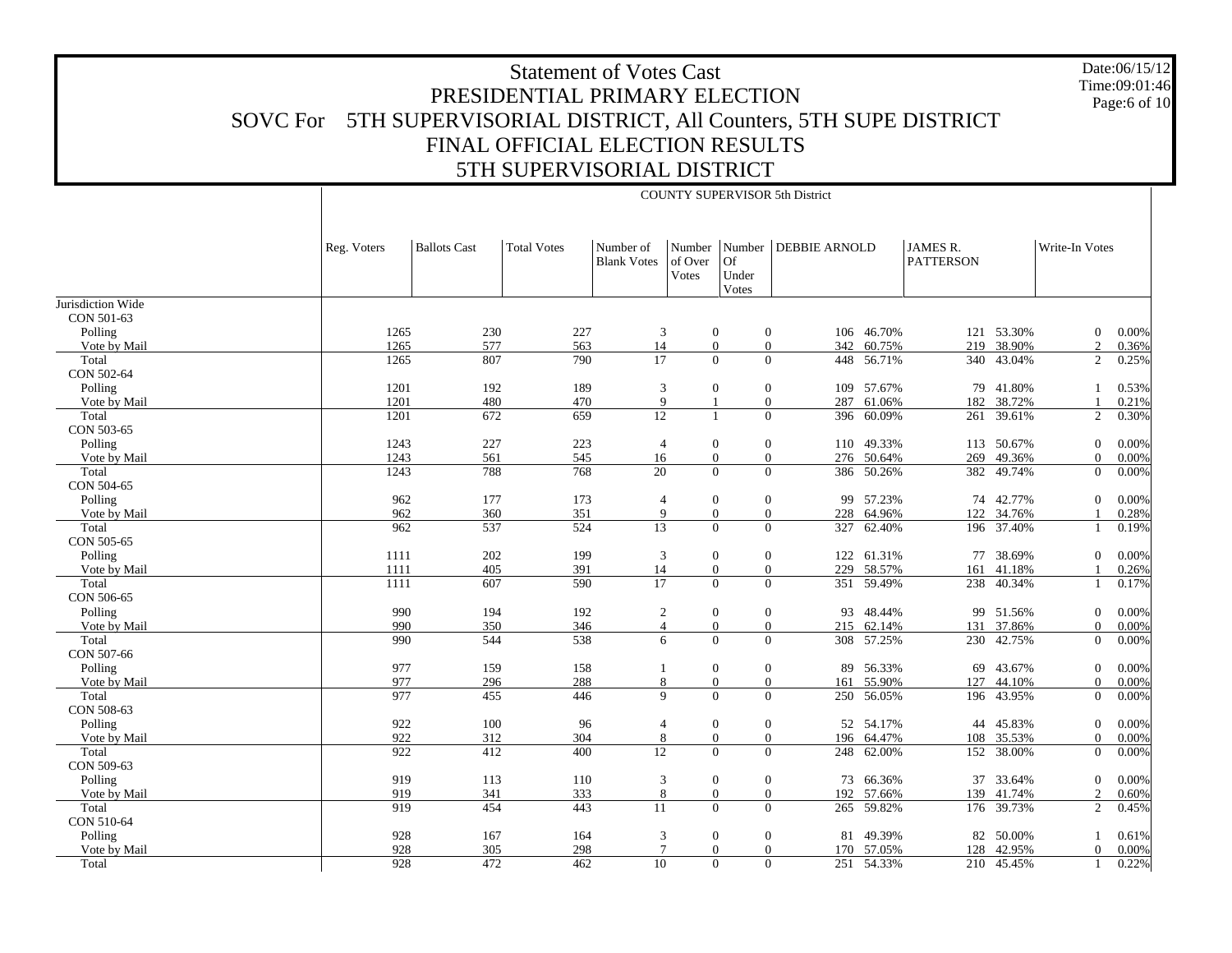# Statement of Votes Cast

## PRESIDENTIAL PRIMARY ELECTION

## SOVC For 5TH SUPERVISORIAL DISTRICT, All Counters, 5TH SUPE DISTRICT

## FINAL OFFICIAL ELECTION RESULTS

## 5TH SUPERVISORIAL DISTRICT

Date:06/15/12
Time:09:01:46

COUNTY SUPERVISOR 5th District

| | Reg. Voters | Ballots Cast | Total Votes | Number of Blank Votes | Number of Over Votes | Number Of Under Votes | DEBBIE ARNOLD | | JAMES R. PATTERSON | | Write-In Votes | |
|---|---|---|---|---|---|---|---|---|---|---|---|---|
| Jurisdiction Wide | | | | | | | | | | | | |
| CON 501-63 | | | | | | | | | | | | |
| Polling | 1265 | 230 | 227 | 3 | 0 | 0 | 106 | 46.70% | 121 | 53.30% | 0 | 0.00% |
| Vote by Mail | 1265 | 577 | 563 | 14 | 0 | 0 | 342 | 60.75% | 219 | 38.90% | 2 | 0.36% |
| Total | 1265 | 807 | 790 | 17 | 0 | 0 | 448 | 56.71% | 340 | 43.04% | 2 | 0.25% |
| CON 502-64 | | | | | | | | | | | | |
| Polling | 1201 | 192 | 189 | 3 | 0 | 0 | 109 | 57.67% | 79 | 41.80% | 1 | 0.53% |
| Vote by Mail | 1201 | 480 | 470 | 9 | 1 | 0 | 287 | 61.06% | 182 | 38.72% | 1 | 0.21% |
| Total | 1201 | 672 | 659 | 12 | 1 | 0 | 396 | 60.09% | 261 | 39.61% | 2 | 0.30% |
| CON 503-65 | | | | | | | | | | | | |
| Polling | 1243 | 227 | 223 | 4 | 0 | 0 | 110 | 49.33% | 113 | 50.67% | 0 | 0.00% |
| Vote by Mail | 1243 | 561 | 545 | 16 | 0 | 0 | 276 | 50.64% | 269 | 49.36% | 0 | 0.00% |
| Total | 1243 | 788 | 768 | 20 | 0 | 0 | 386 | 50.26% | 382 | 49.74% | 0 | 0.00% |
| CON 504-65 | | | | | | | | | | | | |
| Polling | 962 | 177 | 173 | 4 | 0 | 0 | 99 | 57.23% | 74 | 42.77% | 0 | 0.00% |
| Vote by Mail | 962 | 360 | 351 | 9 | 0 | 0 | 228 | 64.96% | 122 | 34.76% | 1 | 0.28% |
| Total | 962 | 537 | 524 | 13 | 0 | 0 | 327 | 62.40% | 196 | 37.40% | 1 | 0.19% |
| CON 505-65 | | | | | | | | | | | | |
| Polling | 1111 | 202 | 199 | 3 | 0 | 0 | 122 | 61.31% | 77 | 38.69% | 0 | 0.00% |
| Vote by Mail | 1111 | 405 | 391 | 14 | 0 | 0 | 229 | 58.57% | 161 | 41.18% | 1 | 0.26% |
| Total | 1111 | 607 | 590 | 17 | 0 | 0 | 351 | 59.49% | 238 | 40.34% | 1 | 0.17% |
| CON 506-65 | | | | | | | | | | | | |
| Polling | 990 | 194 | 192 | 2 | 0 | 0 | 93 | 48.44% | 99 | 51.56% | 0 | 0.00% |
| Vote by Mail | 990 | 350 | 346 | 4 | 0 | 0 | 215 | 62.14% | 131 | 37.86% | 0 | 0.00% |
| Total | 990 | 544 | 538 | 6 | 0 | 0 | 308 | 57.25% | 230 | 42.75% | 0 | 0.00% |
| CON 507-66 | | | | | | | | | | | | |
| Polling | 977 | 159 | 158 | 1 | 0 | 0 | 89 | 56.33% | 69 | 43.67% | 0 | 0.00% |
| Vote by Mail | 977 | 296 | 288 | 8 | 0 | 0 | 161 | 55.90% | 127 | 44.10% | 0 | 0.00% |
| Total | 977 | 455 | 446 | 9 | 0 | 0 | 250 | 56.05% | 196 | 43.95% | 0 | 0.00% |
| CON 508-63 | | | | | | | | | | | | |
| Polling | 922 | 100 | 96 | 4 | 0 | 0 | 52 | 54.17% | 44 | 45.83% | 0 | 0.00% |
| Vote by Mail | 922 | 312 | 304 | 8 | 0 | 0 | 196 | 64.47% | 108 | 35.53% | 0 | 0.00% |
| Total | 922 | 412 | 400 | 12 | 0 | 0 | 248 | 62.00% | 152 | 38.00% | 0 | 0.00% |
| CON 509-63 | | | | | | | | | | | | |
| Polling | 919 | 113 | 110 | 3 | 0 | 0 | 73 | 66.36% | 37 | 33.64% | 0 | 0.00% |
| Vote by Mail | 919 | 341 | 333 | 8 | 0 | 0 | 192 | 57.66% | 139 | 41.74% | 2 | 0.60% |
| Total | 919 | 454 | 443 | 11 | 0 | 0 | 265 | 59.82% | 176 | 39.73% | 2 | 0.45% |
| CON 510-64 | | | | | | | | | | | | |
| Polling | 928 | 167 | 164 | 3 | 0 | 0 | 81 | 49.39% | 82 | 50.00% | 1 | 0.61% |
| Vote by Mail | 928 | 305 | 298 | 7 | 0 | 0 | 170 | 57.05% | 128 | 42.95% | 0 | 0.00% |
| Total | 928 | 472 | 462 | 10 | 0 | 0 | 251 | 54.33% | 210 | 45.45% | 1 | 0.22% |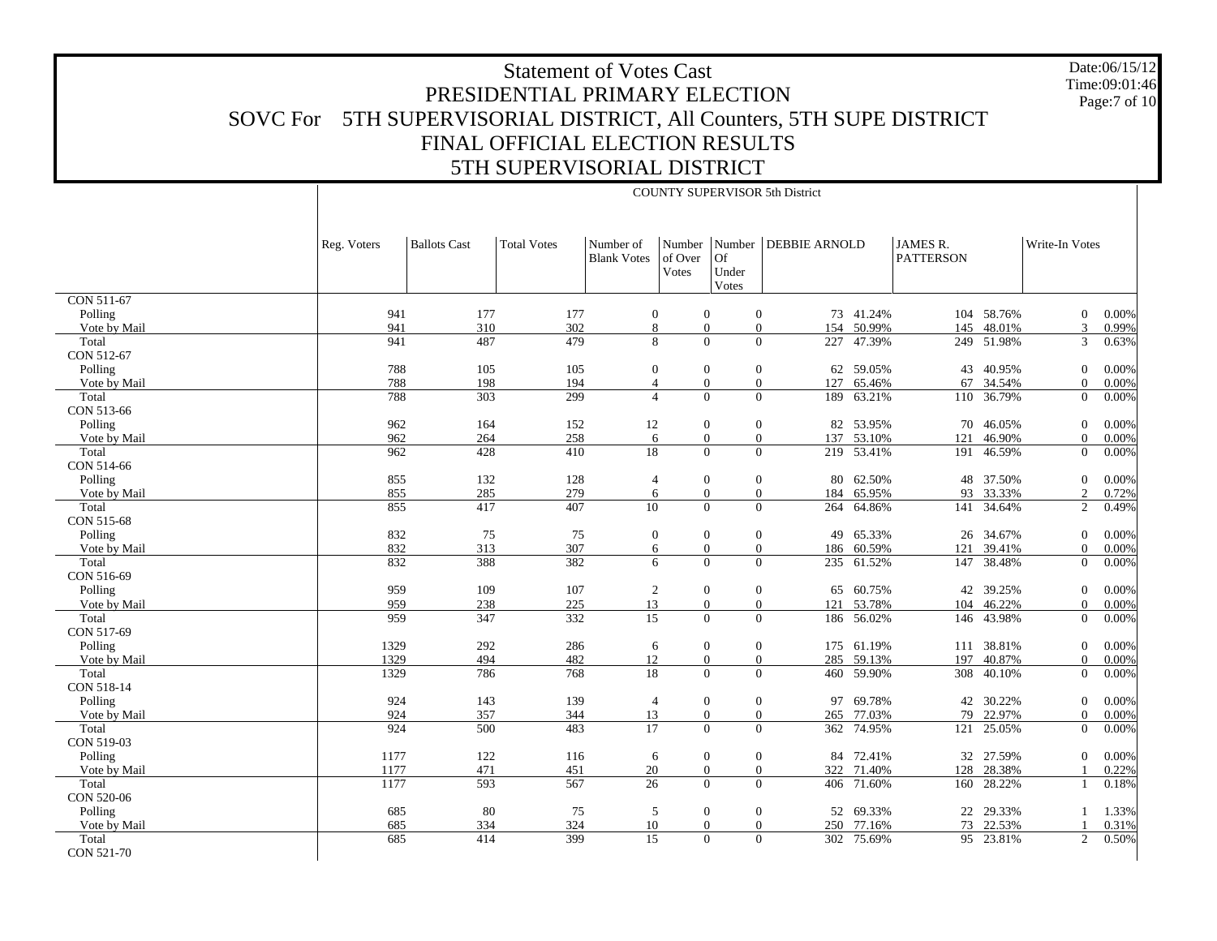# Statement of Votes Cast
## PRESIDENTIAL PRIMARY ELECTION
## SOVC For 5TH SUPERVISORIAL DISTRICT, All Counters, 5TH SUPE DISTRICT
## FINAL OFFICIAL ELECTION RESULTS
## 5TH SUPERVISORIAL DISTRICT

Date:06/15/12
Time:09:01:46

COUNTY SUPERVISOR 5th District

| | Reg. Voters | Ballots Cast | Total Votes | Number of Blank Votes | Number of Over Votes | Number Of Under Votes | DEBBIE ARNOLD | | JAMES R. PATTERSON | | Write-In Votes | |
|---|---|---|---|---|---|---|---|---|---|---|---|---|
| CON 511-67 | | | | | | | | | | | | |
| Polling | 941 | 177 | 177 | 0 | 0 | 0 | 73 | 41.24% | 104 | 58.76% | 0 | 0.00% |
| Vote by Mail | 941 | 310 | 302 | 8 | 0 | 0 | 154 | 50.99% | 145 | 48.01% | 3 | 0.99% |
| Total | 941 | 487 | 479 | 8 | 0 | 0 | 227 | 47.39% | 249 | 51.98% | 3 | 0.63% |
| CON 512-67 | | | | | | | | | | | | |
| Polling | 788 | 105 | 105 | 0 | 0 | 0 | 62 | 59.05% | 43 | 40.95% | 0 | 0.00% |
| Vote by Mail | 788 | 198 | 194 | 4 | 0 | 0 | 127 | 65.46% | 67 | 34.54% | 0 | 0.00% |
| Total | 788 | 303 | 299 | 4 | 0 | 0 | 189 | 63.21% | 110 | 36.79% | 0 | 0.00% |
| CON 513-66 | | | | | | | | | | | | |
| Polling | 962 | 164 | 152 | 12 | 0 | 0 | 82 | 53.95% | 70 | 46.05% | 0 | 0.00% |
| Vote by Mail | 962 | 264 | 258 | 6 | 0 | 0 | 137 | 53.10% | 121 | 46.90% | 0 | 0.00% |
| Total | 962 | 428 | 410 | 18 | 0 | 0 | 219 | 53.41% | 191 | 46.59% | 0 | 0.00% |
| CON 514-66 | | | | | | | | | | | | |
| Polling | 855 | 132 | 128 | 4 | 0 | 0 | 80 | 62.50% | 48 | 37.50% | 0 | 0.00% |
| Vote by Mail | 855 | 285 | 279 | 6 | 0 | 0 | 184 | 65.95% | 93 | 33.33% | 2 | 0.72% |
| Total | 855 | 417 | 407 | 10 | 0 | 0 | 264 | 64.86% | 141 | 34.64% | 2 | 0.49% |
| CON 515-68 | | | | | | | | | | | | |
| Polling | 832 | 75 | 75 | 0 | 0 | 0 | 49 | 65.33% | 26 | 34.67% | 0 | 0.00% |
| Vote by Mail | 832 | 313 | 307 | 6 | 0 | 0 | 186 | 60.59% | 121 | 39.41% | 0 | 0.00% |
| Total | 832 | 388 | 382 | 6 | 0 | 0 | 235 | 61.52% | 147 | 38.48% | 0 | 0.00% |
| CON 516-69 | | | | | | | | | | | | |
| Polling | 959 | 109 | 107 | 2 | 0 | 0 | 65 | 60.75% | 42 | 39.25% | 0 | 0.00% |
| Vote by Mail | 959 | 238 | 225 | 13 | 0 | 0 | 121 | 53.78% | 104 | 46.22% | 0 | 0.00% |
| Total | 959 | 347 | 332 | 15 | 0 | 0 | 186 | 56.02% | 146 | 43.98% | 0 | 0.00% |
| CON 517-69 | | | | | | | | | | | | |
| Polling | 1329 | 292 | 286 | 6 | 0 | 0 | 175 | 61.19% | 111 | 38.81% | 0 | 0.00% |
| Vote by Mail | 1329 | 494 | 482 | 12 | 0 | 0 | 285 | 59.13% | 197 | 40.87% | 0 | 0.00% |
| Total | 1329 | 786 | 768 | 18 | 0 | 0 | 460 | 59.90% | 308 | 40.10% | 0 | 0.00% |
| CON 518-14 | | | | | | | | | | | | |
| Polling | 924 | 143 | 139 | 4 | 0 | 0 | 97 | 69.78% | 42 | 30.22% | 0 | 0.00% |
| Vote by Mail | 924 | 357 | 344 | 13 | 0 | 0 | 265 | 77.03% | 79 | 22.97% | 0 | 0.00% |
| Total | 924 | 500 | 483 | 17 | 0 | 0 | 362 | 74.95% | 121 | 25.05% | 0 | 0.00% |
| CON 519-03 | | | | | | | | | | | | |
| Polling | 1177 | 122 | 116 | 6 | 0 | 0 | 84 | 72.41% | 32 | 27.59% | 0 | 0.00% |
| Vote by Mail | 1177 | 471 | 451 | 20 | 0 | 0 | 322 | 71.40% | 128 | 28.38% | 1 | 0.22% |
| Total | 1177 | 593 | 567 | 26 | 0 | 0 | 406 | 71.60% | 160 | 28.22% | 1 | 0.18% |
| CON 520-06 | | | | | | | | | | | | |
| Polling | 685 | 80 | 75 | 5 | 0 | 0 | 52 | 69.33% | 22 | 29.33% | 1 | 1.33% |
| Vote by Mail | 685 | 334 | 324 | 10 | 0 | 0 | 250 | 77.16% | 73 | 22.53% | 1 | 0.31% |
| Total | 685 | 414 | 399 | 15 | 0 | 0 | 302 | 75.69% | 95 | 23.81% | 2 | 0.50% |
| CON 521-70 | | | | | | | | | | | | |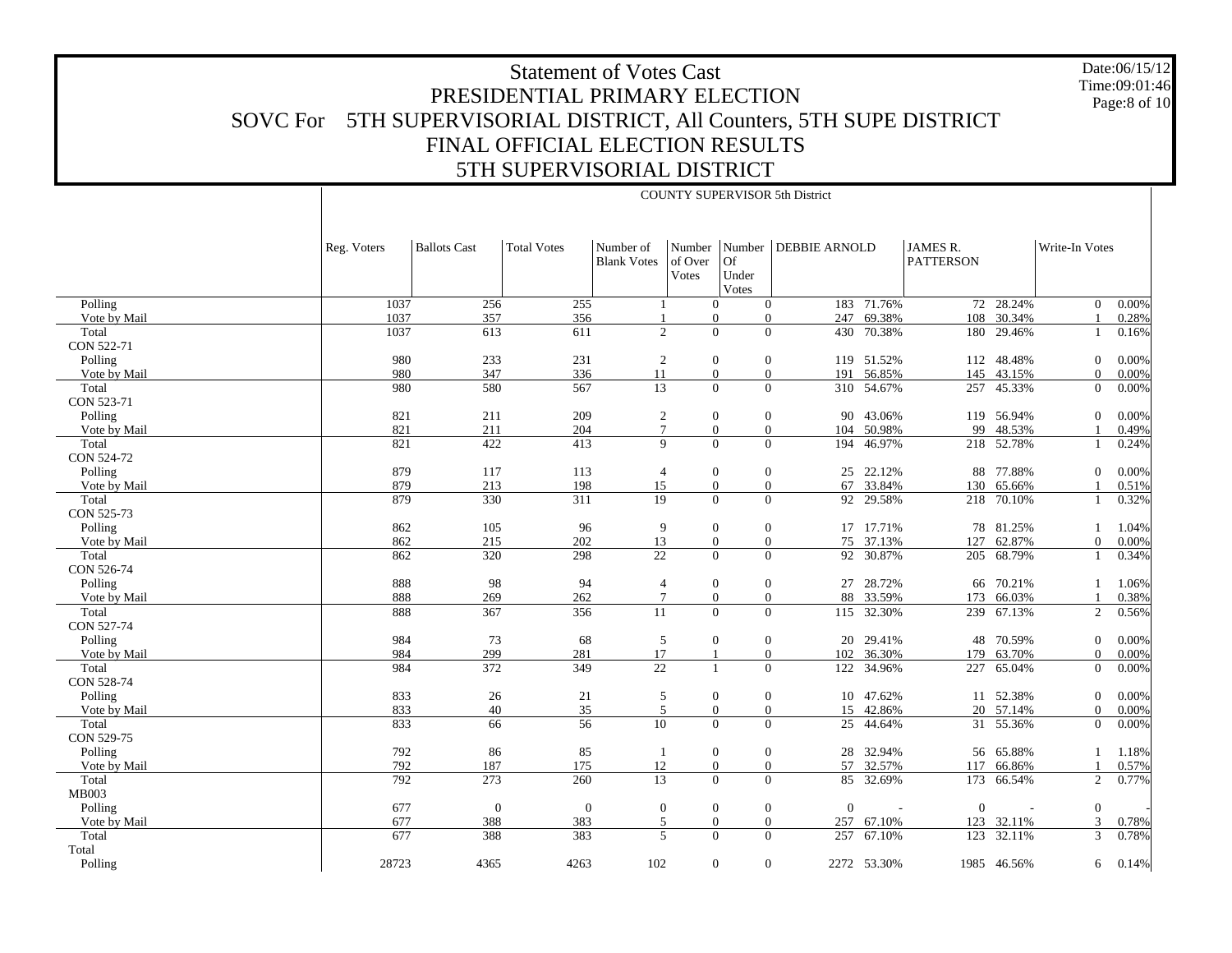# Statement of Votes Cast

## PRESIDENTIAL PRIMARY ELECTION

## SOVC For 5TH SUPERVISORIAL DISTRICT, All Counters, 5TH SUPE DISTRICT

## FINAL OFFICIAL ELECTION RESULTS

## 5TH SUPERVISORIAL DISTRICT

Date:06/15/12
Time:09:01:46

COUNTY SUPERVISOR 5th District

| | Reg. Voters | Ballots Cast | Total Votes | Number of Blank Votes | Number of Over Votes | Number Of Under Votes | DEBBIE ARNOLD | | JAMES R. PATTERSON | | Write-In Votes | |
|---|---|---|---|---|---|---|---|---|---|---|---|---|
| Polling | 1037 | 256 | 255 | 1 | 0 | 0 | 183 | 71.76% | 72 | 28.24% | 0 | 0.00% |
| Vote by Mail | 1037 | 357 | 356 | 1 | 0 | 0 | 247 | 69.38% | 108 | 30.34% | 1 | 0.28% |
| Total | 1037 | 613 | 611 | 2 | 0 | 0 | 430 | 70.38% | 180 | 29.46% | 1 | 0.16% |
| CON 522-71 | | | | | | | | | | | | |
| Polling | 980 | 233 | 231 | 2 | 0 | 0 | 119 | 51.52% | 112 | 48.48% | 0 | 0.00% |
| Vote by Mail | 980 | 347 | 336 | 11 | 0 | 0 | 191 | 56.85% | 145 | 43.15% | 0 | 0.00% |
| Total | 980 | 580 | 567 | 13 | 0 | 0 | 310 | 54.67% | 257 | 45.33% | 0 | 0.00% |
| CON 523-71 | | | | | | | | | | | | |
| Polling | 821 | 211 | 209 | 2 | 0 | 0 | 90 | 43.06% | 119 | 56.94% | 0 | 0.00% |
| Vote by Mail | 821 | 211 | 204 | 7 | 0 | 0 | 104 | 50.98% | 99 | 48.53% | 1 | 0.49% |
| Total | 821 | 422 | 413 | 9 | 0 | 0 | 194 | 46.97% | 218 | 52.78% | 1 | 0.24% |
| CON 524-72 | | | | | | | | | | | | |
| Polling | 879 | 117 | 113 | 4 | 0 | 0 | 25 | 22.12% | 88 | 77.88% | 0 | 0.00% |
| Vote by Mail | 879 | 213 | 198 | 15 | 0 | 0 | 67 | 33.84% | 130 | 65.66% | 1 | 0.51% |
| Total | 879 | 330 | 311 | 19 | 0 | 0 | 92 | 29.58% | 218 | 70.10% | 1 | 0.32% |
| CON 525-73 | | | | | | | | | | | | |
| Polling | 862 | 105 | 96 | 9 | 0 | 0 | 17 | 17.71% | 78 | 81.25% | 1 | 1.04% |
| Vote by Mail | 862 | 215 | 202 | 13 | 0 | 0 | 75 | 37.13% | 127 | 62.87% | 0 | 0.00% |
| Total | 862 | 320 | 298 | 22 | 0 | 0 | 92 | 30.87% | 205 | 68.79% | 1 | 0.34% |
| CON 526-74 | | | | | | | | | | | | |
| Polling | 888 | 98 | 94 | 4 | 0 | 0 | 27 | 28.72% | 66 | 70.21% | 1 | 1.06% |
| Vote by Mail | 888 | 269 | 262 | 7 | 0 | 0 | 88 | 33.59% | 173 | 66.03% | 1 | 0.38% |
| Total | 888 | 367 | 356 | 11 | 0 | 0 | 115 | 32.30% | 239 | 67.13% | 2 | 0.56% |
| CON 527-74 | | | | | | | | | | | | |
| Polling | 984 | 73 | 68 | 5 | 0 | 0 | 20 | 29.41% | 48 | 70.59% | 0 | 0.00% |
| Vote by Mail | 984 | 299 | 281 | 17 | 1 | 0 | 102 | 36.30% | 179 | 63.70% | 0 | 0.00% |
| Total | 984 | 372 | 349 | 22 | 1 | 0 | 122 | 34.96% | 227 | 65.04% | 0 | 0.00% |
| CON 528-74 | | | | | | | | | | | | |
| Polling | 833 | 26 | 21 | 5 | 0 | 0 | 10 | 47.62% | 11 | 52.38% | 0 | 0.00% |
| Vote by Mail | 833 | 40 | 35 | 5 | 0 | 0 | 15 | 42.86% | 20 | 57.14% | 0 | 0.00% |
| Total | 833 | 66 | 56 | 10 | 0 | 0 | 25 | 44.64% | 31 | 55.36% | 0 | 0.00% |
| CON 529-75 | | | | | | | | | | | | |
| Polling | 792 | 86 | 85 | 1 | 0 | 0 | 28 | 32.94% | 56 | 65.88% | 1 | 1.18% |
| Vote by Mail | 792 | 187 | 175 | 12 | 0 | 0 | 57 | 32.57% | 117 | 66.86% | 1 | 0.57% |
| Total | 792 | 273 | 260 | 13 | 0 | 0 | 85 | 32.69% | 173 | 66.54% | 2 | 0.77% |
| MB003 | | | | | | | | | | | | |
| Polling | 677 | 0 | 0 | 0 | 0 | 0 | 0 | - | 0 | - | 0 | - |
| Vote by Mail | 677 | 388 | 383 | 5 | 0 | 0 | 257 | 67.10% | 123 | 32.11% | 3 | 0.78% |
| Total | 677 | 388 | 383 | 5 | 0 | 0 | 257 | 67.10% | 123 | 32.11% | 3 | 0.78% |
| Total | | | | | | | | | | | | |
| Polling | 28723 | 4365 | 4263 | 102 | 0 | 0 | 2272 | 53.30% | 1985 | 46.56% | 6 | 0.14% |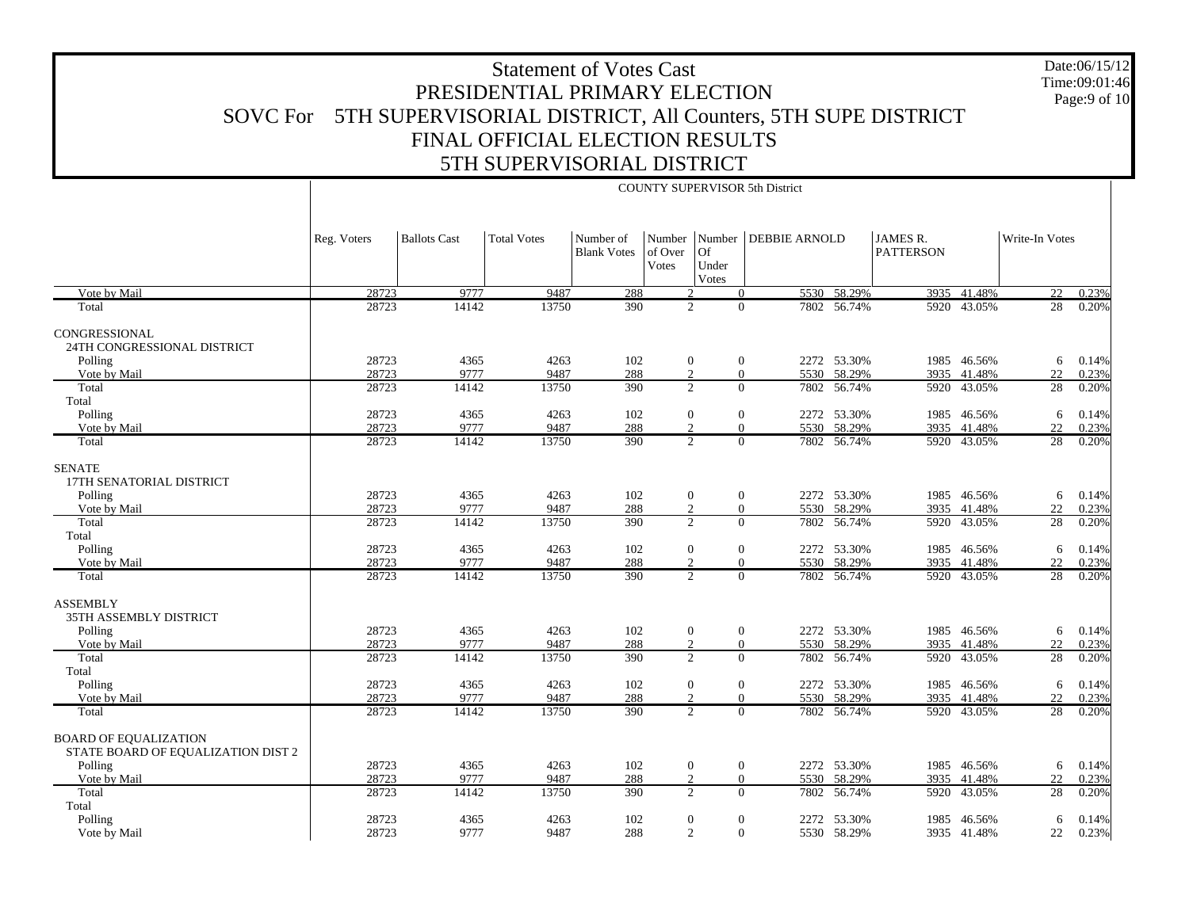# Statement of Votes Cast

## PRESIDENTIAL PRIMARY ELECTION

## SOVC For 5TH SUPERVISORIAL DISTRICT, All Counters, 5TH SUPE DISTRICT

## FINAL OFFICIAL ELECTION RESULTS

## 5TH SUPERVISORIAL DISTRICT

Date:06/15/12
Time:09:01:46
Page:9 of 10

COUNTY SUPERVISOR 5th District

| | Reg. Voters | Ballots Cast | Total Votes | Number of Blank Votes | Number of Over Votes | Number Of Under Votes | DEBBIE ARNOLD | | JAMES R. PATTERSON | | Write-In Votes | |
|---|---|---|---|---|---|---|---|---|---|---|---|---|
| Vote by Mail | 28723 | 9777 | 9487 | 288 | 2 | 0 | 5530 | 58.29% | 3935 | 41.48% | 22 | 0.23% |
| Total | 28723 | 14142 | 13750 | 390 | 2 | 0 | 7802 | 56.74% | 5920 | 43.05% | 28 | 0.20% |
| CONGRESSIONAL | | | | | | | | | | | | |
| 24TH CONGRESSIONAL DISTRICT | | | | | | | | | | | | |
| Polling | 28723 | 4365 | 4263 | 102 | 0 | 0 | 2272 | 53.30% | 1985 | 46.56% | 6 | 0.14% |
| Vote by Mail | 28723 | 9777 | 9487 | 288 | 2 | 0 | 5530 | 58.29% | 3935 | 41.48% | 22 | 0.23% |
| Total | 28723 | 14142 | 13750 | 390 | 2 | 0 | 7802 | 56.74% | 5920 | 43.05% | 28 | 0.20% |
| Total | | | | | | | | | | | | |
| Polling | 28723 | 4365 | 4263 | 102 | 0 | 0 | 2272 | 53.30% | 1985 | 46.56% | 6 | 0.14% |
| Vote by Mail | 28723 | 9777 | 9487 | 288 | 2 | 0 | 5530 | 58.29% | 3935 | 41.48% | 22 | 0.23% |
| Total | 28723 | 14142 | 13750 | 390 | 2 | 0 | 7802 | 56.74% | 5920 | 43.05% | 28 | 0.20% |
| SENATE | | | | | | | | | | | | |
| 17TH SENATORIAL DISTRICT | | | | | | | | | | | | |
| Polling | 28723 | 4365 | 4263 | 102 | 0 | 0 | 2272 | 53.30% | 1985 | 46.56% | 6 | 0.14% |
| Vote by Mail | 28723 | 9777 | 9487 | 288 | 2 | 0 | 5530 | 58.29% | 3935 | 41.48% | 22 | 0.23% |
| Total | 28723 | 14142 | 13750 | 390 | 2 | 0 | 7802 | 56.74% | 5920 | 43.05% | 28 | 0.20% |
| Total | | | | | | | | | | | | |
| Polling | 28723 | 4365 | 4263 | 102 | 0 | 0 | 2272 | 53.30% | 1985 | 46.56% | 6 | 0.14% |
| Vote by Mail | 28723 | 9777 | 9487 | 288 | 2 | 0 | 5530 | 58.29% | 3935 | 41.48% | 22 | 0.23% |
| Total | 28723 | 14142 | 13750 | 390 | 2 | 0 | 7802 | 56.74% | 5920 | 43.05% | 28 | 0.20% |
| ASSEMBLY | | | | | | | | | | | | |
| 35TH ASSEMBLY DISTRICT | | | | | | | | | | | | |
| Polling | 28723 | 4365 | 4263 | 102 | 0 | 0 | 2272 | 53.30% | 1985 | 46.56% | 6 | 0.14% |
| Vote by Mail | 28723 | 9777 | 9487 | 288 | 2 | 0 | 5530 | 58.29% | 3935 | 41.48% | 22 | 0.23% |
| Total | 28723 | 14142 | 13750 | 390 | 2 | 0 | 7802 | 56.74% | 5920 | 43.05% | 28 | 0.20% |
| Total | | | | | | | | | | | | |
| Polling | 28723 | 4365 | 4263 | 102 | 0 | 0 | 2272 | 53.30% | 1985 | 46.56% | 6 | 0.14% |
| Vote by Mail | 28723 | 9777 | 9487 | 288 | 2 | 0 | 5530 | 58.29% | 3935 | 41.48% | 22 | 0.23% |
| Total | 28723 | 14142 | 13750 | 390 | 2 | 0 | 7802 | 56.74% | 5920 | 43.05% | 28 | 0.20% |
| BOARD OF EQUALIZATION | | | | | | | | | | | | |
| STATE BOARD OF EQUALIZATION DIST 2 | | | | | | | | | | | | |
| Polling | 28723 | 4365 | 4263 | 102 | 0 | 0 | 2272 | 53.30% | 1985 | 46.56% | 6 | 0.14% |
| Vote by Mail | 28723 | 9777 | 9487 | 288 | 2 | 0 | 5530 | 58.29% | 3935 | 41.48% | 22 | 0.23% |
| Total | 28723 | 14142 | 13750 | 390 | 2 | 0 | 7802 | 56.74% | 5920 | 43.05% | 28 | 0.20% |
| Total | | | | | | | | | | | | |
| Polling | 28723 | 4365 | 4263 | 102 | 0 | 0 | 2272 | 53.30% | 1985 | 46.56% | 6 | 0.14% |
| Vote by Mail | 28723 | 9777 | 9487 | 288 | 2 | 0 | 5530 | 58.29% | 3935 | 41.48% | 22 | 0.23% |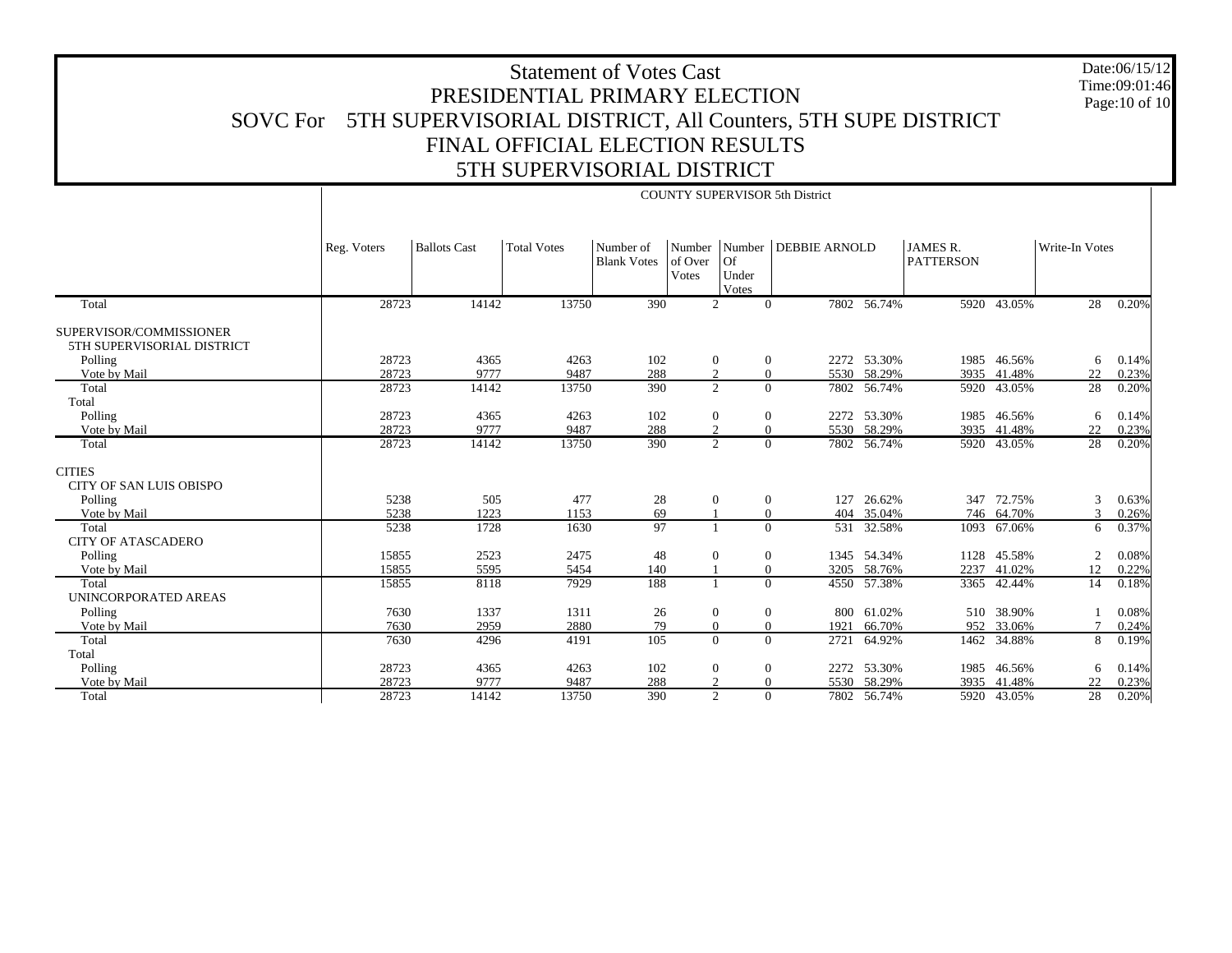# Statement of Votes Cast
## PRESIDENTIAL PRIMARY ELECTION
## SOVC For 5TH SUPERVISORIAL DISTRICT, All Counters, 5TH SUPE DISTRICT
## FINAL OFFICIAL ELECTION RESULTS
## 5TH SUPERVISORIAL DISTRICT

Date:06/15/12
Time:09:01:46

COUNTY SUPERVISOR 5th District

| | Reg. Voters | Ballots Cast | Total Votes | Number of Blank Votes | Number of Over Votes | Number Of Under Votes | DEBBIE ARNOLD | | JAMES R. PATTERSON | | Write-In Votes | |
|---|---|---|---|---|---|---|---|---|---|---|---|---|
| Total | 28723 | 14142 | 13750 | 390 | 2 | 0 | 7802 | 56.74% | 5920 | 43.05% | 28 | 0.20% |
| SUPERVISOR/COMMISSIONER | | | | | | | | | | | | |
| 5TH SUPERVISORIAL DISTRICT | | | | | | | | | | | | |
| Polling | 28723 | 4365 | 4263 | 102 | 0 | 0 | 2272 | 53.30% | 1985 | 46.56% | 6 | 0.14% |
| Vote by Mail | 28723 | 9777 | 9487 | 288 | 2 | 0 | 5530 | 58.29% | 3935 | 41.48% | 22 | 0.23% |
| Total | 28723 | 14142 | 13750 | 390 | 2 | 0 | 7802 | 56.74% | 5920 | 43.05% | 28 | 0.20% |
| Total | | | | | | | | | | | | |
| Polling | 28723 | 4365 | 4263 | 102 | 0 | 0 | 2272 | 53.30% | 1985 | 46.56% | 6 | 0.14% |
| Vote by Mail | 28723 | 9777 | 9487 | 288 | 2 | 0 | 5530 | 58.29% | 3935 | 41.48% | 22 | 0.23% |
| Total | 28723 | 14142 | 13750 | 390 | 2 | 0 | 7802 | 56.74% | 5920 | 43.05% | 28 | 0.20% |
| CITIES | | | | | | | | | | | | |
| CITY OF SAN LUIS OBISPO | | | | | | | | | | | | |
| Polling | 5238 | 505 | 477 | 28 | 0 | 0 | 127 | 26.62% | 347 | 72.75% | 3 | 0.63% |
| Vote by Mail | 5238 | 1223 | 1153 | 69 | 1 | 0 | 404 | 35.04% | 746 | 64.70% | 3 | 0.26% |
| Total | 5238 | 1728 | 1630 | 97 | 1 | 0 | 531 | 32.58% | 1093 | 67.06% | 6 | 0.37% |
| CITY OF ATASCADERO | | | | | | | | | | | | |
| Polling | 15855 | 2523 | 2475 | 48 | 0 | 0 | 1345 | 54.34% | 1128 | 45.58% | 2 | 0.08% |
| Vote by Mail | 15855 | 5595 | 5454 | 140 | 1 | 0 | 3205 | 58.76% | 2237 | 41.02% | 12 | 0.22% |
| Total | 15855 | 8118 | 7929 | 188 | 1 | 0 | 4550 | 57.38% | 3365 | 42.44% | 14 | 0.18% |
| UNINCORPORATED AREAS | | | | | | | | | | | | |
| Polling | 7630 | 1337 | 1311 | 26 | 0 | 0 | 800 | 61.02% | 510 | 38.90% | 1 | 0.08% |
| Vote by Mail | 7630 | 2959 | 2880 | 79 | 0 | 0 | 1921 | 66.70% | 952 | 33.06% | 7 | 0.24% |
| Total | 7630 | 4296 | 4191 | 105 | 0 | 0 | 2721 | 64.92% | 1462 | 34.88% | 8 | 0.19% |
| Total | | | | | | | | | | | | |
| Polling | 28723 | 4365 | 4263 | 102 | 0 | 0 | 2272 | 53.30% | 1985 | 46.56% | 6 | 0.14% |
| Vote by Mail | 28723 | 9777 | 9487 | 288 | 2 | 0 | 5530 | 58.29% | 3935 | 41.48% | 22 | 0.23% |
| Total | 28723 | 14142 | 13750 | 390 | 2 | 0 | 7802 | 56.74% | 5920 | 43.05% | 28 | 0.20% |